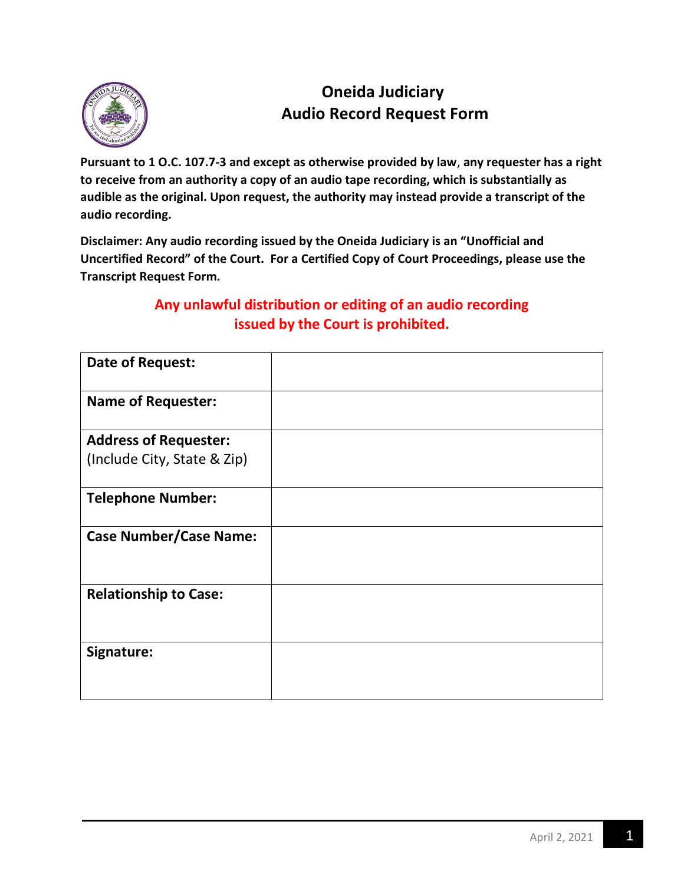# Oneida Judiciary
## Audio Record Request Form

**Pursuant to 1 O.C. 107.7-3 and except as otherwise provided by law, any requester has a right to receive from an authority a copy of an audio tape recording, which is substantially as audible as the original. Upon request, the authority may instead provide a transcript of the audio recording.**

**Disclaimer: Any audio recording issued by the Oneida Judiciary is an "Unofficial and Uncertified Record" of the Court. For a Certified Copy of Court Proceedings, please use the Transcript Request Form.**

**Any unlawful distribution or editing of an audio recording issued by the Court is prohibited.**

| | |
|---|---|
| **Date of Request:** | |
| **Name of Requester:** | |
| **Address of Requester:** (Include City, State & Zip) | |
| **Telephone Number:** | |
| **Case Number/Case Name:** | |
| **Relationship to Case:** | |
| **Signature:** | |

April 2, 2021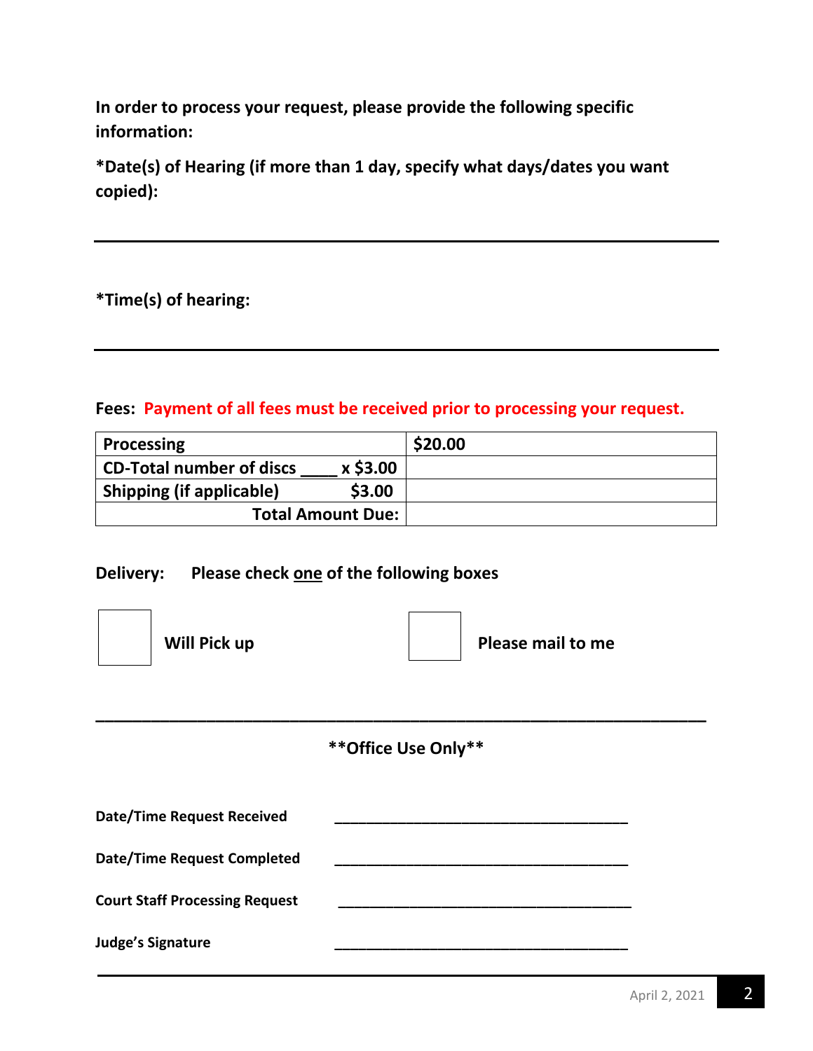**In order to process your request, please provide the following specific information:**

**\*Date(s) of Hearing (if more than 1 day, specify what days/dates you want copied):**

---

**\*Time(s) of hearing:**

---

**Fees:** **Payment of all fees must be received prior to processing your request.**

| | |
|---|---|
| **Processing** | **$20.00** |
| **CD-Total number of discs ____ x $3.00** | |
| **Shipping (if applicable) $3.00** | |
| **Total Amount Due:** | |

**Delivery:** **Please check one of the following boxes**

☐ **Will Pick up**

☐ **Please mail to me**

---

**\*\*Office Use Only\*\***

**Date/Time Request Received** ______________________________________

**Date/Time Request Completed** ______________________________________

**Court Staff Processing Request** ______________________________________

**Judge's Signature** ______________________________________

April 2, 2021